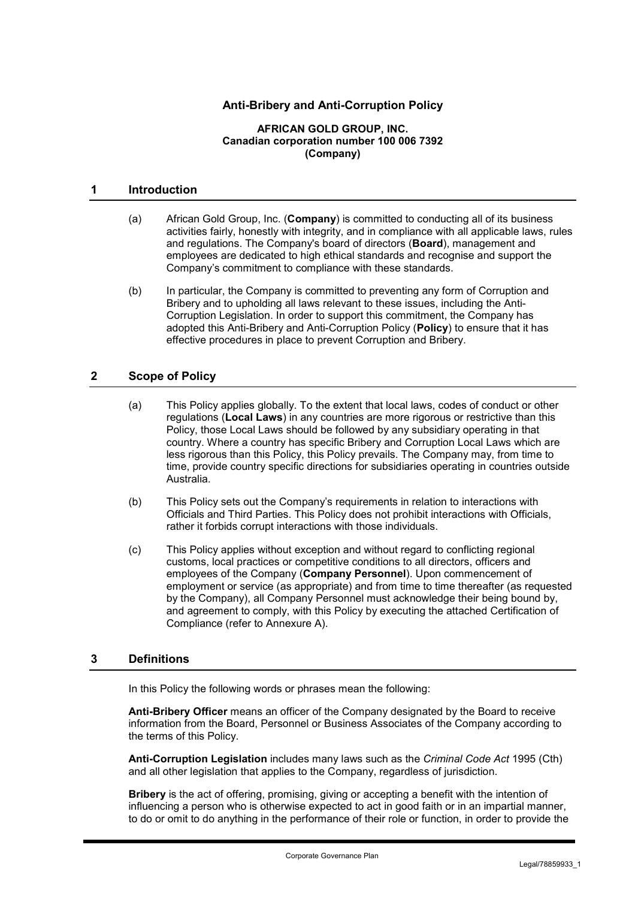# Anti-Bribery and Anti-Corruption Policy

**AFRICAN GOLD GROUP, INC.**
**Canadian corporation number 100 006 7392**
**(Company)**

## 1 Introduction

(a) African Gold Group, Inc. (**Company**) is committed to conducting all of its business activities fairly, honestly with integrity, and in compliance with all applicable laws, rules and regulations. The Company's board of directors (**Board**), management and employees are dedicated to high ethical standards and recognise and support the Company's commitment to compliance with these standards.

(b) In particular, the Company is committed to preventing any form of Corruption and Bribery and to upholding all laws relevant to these issues, including the Anti-Corruption Legislation. In order to support this commitment, the Company has adopted this Anti-Bribery and Anti-Corruption Policy (**Policy**) to ensure that it has effective procedures in place to prevent Corruption and Bribery.

## 2 Scope of Policy

(a) This Policy applies globally. To the extent that local laws, codes of conduct or other regulations (**Local Laws**) in any countries are more rigorous or restrictive than this Policy, those Local Laws should be followed by any subsidiary operating in that country. Where a country has specific Bribery and Corruption Local Laws which are less rigorous than this Policy, this Policy prevails. The Company may, from time to time, provide country specific directions for subsidiaries operating in countries outside Australia.

(b) This Policy sets out the Company's requirements in relation to interactions with Officials and Third Parties. This Policy does not prohibit interactions with Officials, rather it forbids corrupt interactions with those individuals.

(c) This Policy applies without exception and without regard to conflicting regional customs, local practices or competitive conditions to all directors, officers and employees of the Company (**Company Personnel**). Upon commencement of employment or service (as appropriate) and from time to time thereafter (as requested by the Company), all Company Personnel must acknowledge their being bound by, and agreement to comply, with this Policy by executing the attached Certification of Compliance (refer to Annexure A).

## 3 Definitions

In this Policy the following words or phrases mean the following:

**Anti-Bribery Officer** means an officer of the Company designated by the Board to receive information from the Board, Personnel or Business Associates of the Company according to the terms of this Policy.

**Anti-Corruption Legislation** includes many laws such as the *Criminal Code Act* 1995 (Cth) and all other legislation that applies to the Company, regardless of jurisdiction.

**Bribery** is the act of offering, promising, giving or accepting a benefit with the intention of influencing a person who is otherwise expected to act in good faith or in an impartial manner, to do or omit to do anything in the performance of their role or function, in order to provide the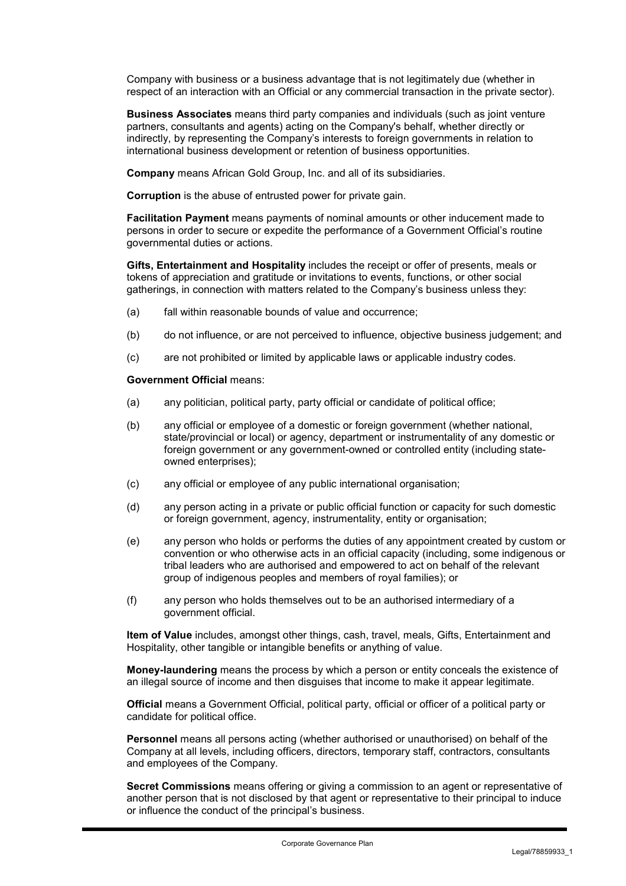Company with business or a business advantage that is not legitimately due (whether in respect of an interaction with an Official or any commercial transaction in the private sector).

**Business Associates** means third party companies and individuals (such as joint venture partners, consultants and agents) acting on the Company's behalf, whether directly or indirectly, by representing the Company's interests to foreign governments in relation to international business development or retention of business opportunities.

**Company** means African Gold Group, Inc. and all of its subsidiaries.

**Corruption** is the abuse of entrusted power for private gain.

**Facilitation Payment** means payments of nominal amounts or other inducement made to persons in order to secure or expedite the performance of a Government Official's routine governmental duties or actions.

**Gifts, Entertainment and Hospitality** includes the receipt or offer of presents, meals or tokens of appreciation and gratitude or invitations to events, functions, or other social gatherings, in connection with matters related to the Company's business unless they:

(a) fall within reasonable bounds of value and occurrence;

(b) do not influence, or are not perceived to influence, objective business judgement; and

(c) are not prohibited or limited by applicable laws or applicable industry codes.

**Government Official** means:

(a) any politician, political party, party official or candidate of political office;

(b) any official or employee of a domestic or foreign government (whether national, state/provincial or local) or agency, department or instrumentality of any domestic or foreign government or any government-owned or controlled entity (including state-owned enterprises);

(c) any official or employee of any public international organisation;

(d) any person acting in a private or public official function or capacity for such domestic or foreign government, agency, instrumentality, entity or organisation;

(e) any person who holds or performs the duties of any appointment created by custom or convention or who otherwise acts in an official capacity (including, some indigenous or tribal leaders who are authorised and empowered to act on behalf of the relevant group of indigenous peoples and members of royal families); or

(f) any person who holds themselves out to be an authorised intermediary of a government official.

**Item of Value** includes, amongst other things, cash, travel, meals, Gifts, Entertainment and Hospitality, other tangible or intangible benefits or anything of value.

**Money-laundering** means the process by which a person or entity conceals the existence of an illegal source of income and then disguises that income to make it appear legitimate.

**Official** means a Government Official, political party, official or officer of a political party or candidate for political office.

**Personnel** means all persons acting (whether authorised or unauthorised) on behalf of the Company at all levels, including officers, directors, temporary staff, contractors, consultants and employees of the Company.

**Secret Commissions** means offering or giving a commission to an agent or representative of another person that is not disclosed by that agent or representative to their principal to induce or influence the conduct of the principal's business.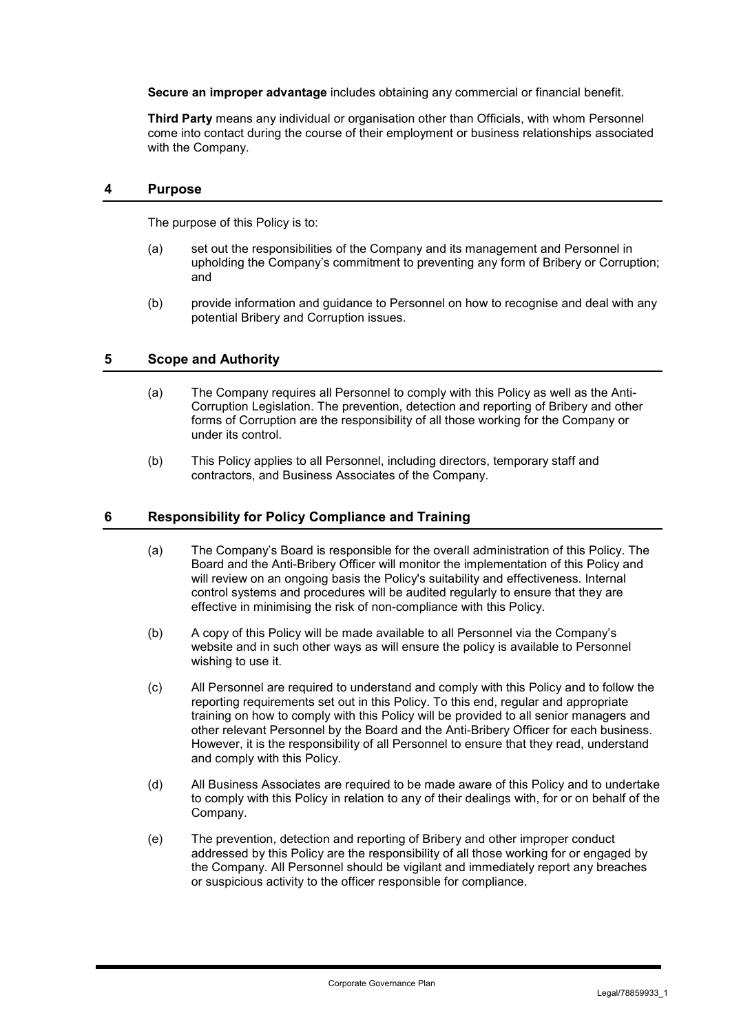**Secure an improper advantage** includes obtaining any commercial or financial benefit.

**Third Party** means any individual or organisation other than Officials, with whom Personnel come into contact during the course of their employment or business relationships associated with the Company.

## 4 Purpose

The purpose of this Policy is to:

(a) set out the responsibilities of the Company and its management and Personnel in upholding the Company's commitment to preventing any form of Bribery or Corruption; and

(b) provide information and guidance to Personnel on how to recognise and deal with any potential Bribery and Corruption issues.

## 5 Scope and Authority

(a) The Company requires all Personnel to comply with this Policy as well as the Anti-Corruption Legislation. The prevention, detection and reporting of Bribery and other forms of Corruption are the responsibility of all those working for the Company or under its control.

(b) This Policy applies to all Personnel, including directors, temporary staff and contractors, and Business Associates of the Company.

## 6 Responsibility for Policy Compliance and Training

(a) The Company's Board is responsible for the overall administration of this Policy. The Board and the Anti-Bribery Officer will monitor the implementation of this Policy and will review on an ongoing basis the Policy's suitability and effectiveness. Internal control systems and procedures will be audited regularly to ensure that they are effective in minimising the risk of non-compliance with this Policy.

(b) A copy of this Policy will be made available to all Personnel via the Company's website and in such other ways as will ensure the policy is available to Personnel wishing to use it.

(c) All Personnel are required to understand and comply with this Policy and to follow the reporting requirements set out in this Policy. To this end, regular and appropriate training on how to comply with this Policy will be provided to all senior managers and other relevant Personnel by the Board and the Anti-Bribery Officer for each business. However, it is the responsibility of all Personnel to ensure that they read, understand and comply with this Policy.

(d) All Business Associates are required to be made aware of this Policy and to undertake to comply with this Policy in relation to any of their dealings with, for or on behalf of the Company.

(e) The prevention, detection and reporting of Bribery and other improper conduct addressed by this Policy are the responsibility of all those working for or engaged by the Company. All Personnel should be vigilant and immediately report any breaches or suspicious activity to the officer responsible for compliance.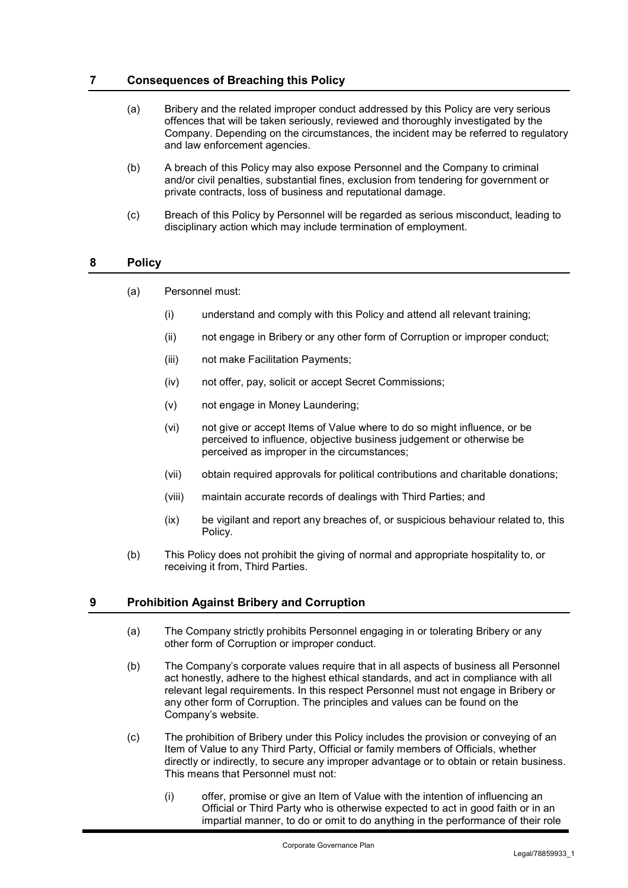## 7 Consequences of Breaching this Policy

(a) Bribery and the related improper conduct addressed by this Policy are very serious offences that will be taken seriously, reviewed and thoroughly investigated by the Company. Depending on the circumstances, the incident may be referred to regulatory and law enforcement agencies.

(b) A breach of this Policy may also expose Personnel and the Company to criminal and/or civil penalties, substantial fines, exclusion from tendering for government or private contracts, loss of business and reputational damage.

(c) Breach of this Policy by Personnel will be regarded as serious misconduct, leading to disciplinary action which may include termination of employment.

## 8 Policy

(a) Personnel must:

(i) understand and comply with this Policy and attend all relevant training;

(ii) not engage in Bribery or any other form of Corruption or improper conduct;

(iii) not make Facilitation Payments;

(iv) not offer, pay, solicit or accept Secret Commissions;

(v) not engage in Money Laundering;

(vi) not give or accept Items of Value where to do so might influence, or be perceived to influence, objective business judgement or otherwise be perceived as improper in the circumstances;

(vii) obtain required approvals for political contributions and charitable donations;

(viii) maintain accurate records of dealings with Third Parties; and

(ix) be vigilant and report any breaches of, or suspicious behaviour related to, this Policy.

(b) This Policy does not prohibit the giving of normal and appropriate hospitality to, or receiving it from, Third Parties.

## 9 Prohibition Against Bribery and Corruption

(a) The Company strictly prohibits Personnel engaging in or tolerating Bribery or any other form of Corruption or improper conduct.

(b) The Company's corporate values require that in all aspects of business all Personnel act honestly, adhere to the highest ethical standards, and act in compliance with all relevant legal requirements. In this respect Personnel must not engage in Bribery or any other form of Corruption. The principles and values can be found on the Company's website.

(c) The prohibition of Bribery under this Policy includes the provision or conveying of an Item of Value to any Third Party, Official or family members of Officials, whether directly or indirectly, to secure any improper advantage or to obtain or retain business. This means that Personnel must not:

(i) offer, promise or give an Item of Value with the intention of influencing an Official or Third Party who is otherwise expected to act in good faith or in an impartial manner, to do or omit to do anything in the performance of their role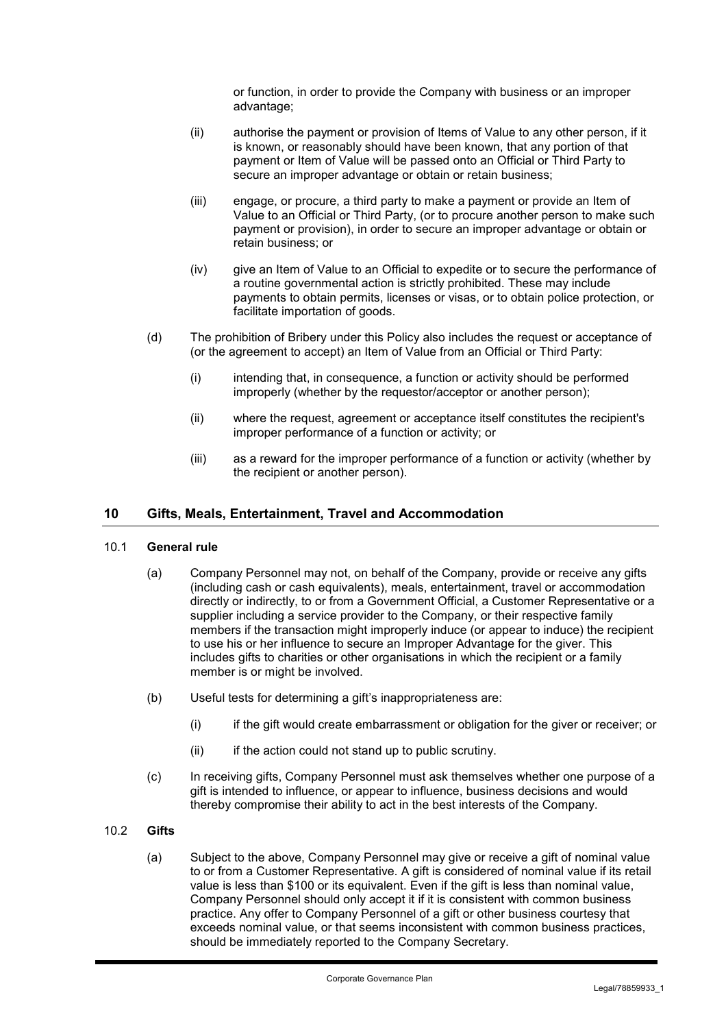or function, in order to provide the Company with business or an improper advantage;

(ii) authorise the payment or provision of Items of Value to any other person, if it is known, or reasonably should have been known, that any portion of that payment or Item of Value will be passed onto an Official or Third Party to secure an improper advantage or obtain or retain business;

(iii) engage, or procure, a third party to make a payment or provide an Item of Value to an Official or Third Party, (or to procure another person to make such payment or provision), in order to secure an improper advantage or obtain or retain business; or

(iv) give an Item of Value to an Official to expedite or to secure the performance of a routine governmental action is strictly prohibited. These may include payments to obtain permits, licenses or visas, or to obtain police protection, or facilitate importation of goods.

(d) The prohibition of Bribery under this Policy also includes the request or acceptance of (or the agreement to accept) an Item of Value from an Official or Third Party:

(i) intending that, in consequence, a function or activity should be performed improperly (whether by the requestor/acceptor or another person);

(ii) where the request, agreement or acceptance itself constitutes the recipient's improper performance of a function or activity; or

(iii) as a reward for the improper performance of a function or activity (whether by the recipient or another person).

## 10 Gifts, Meals, Entertainment, Travel and Accommodation

### 10.1 General rule

(a) Company Personnel may not, on behalf of the Company, provide or receive any gifts (including cash or cash equivalents), meals, entertainment, travel or accommodation directly or indirectly, to or from a Government Official, a Customer Representative or a supplier including a service provider to the Company, or their respective family members if the transaction might improperly induce (or appear to induce) the recipient to use his or her influence to secure an Improper Advantage for the giver. This includes gifts to charities or other organisations in which the recipient or a family member is or might be involved.

(b) Useful tests for determining a gift's inappropriateness are:

(i) if the gift would create embarrassment or obligation for the giver or receiver; or

(ii) if the action could not stand up to public scrutiny.

(c) In receiving gifts, Company Personnel must ask themselves whether one purpose of a gift is intended to influence, or appear to influence, business decisions and would thereby compromise their ability to act in the best interests of the Company.

### 10.2 Gifts

(a) Subject to the above, Company Personnel may give or receive a gift of nominal value to or from a Customer Representative. A gift is considered of nominal value if its retail value is less than $100 or its equivalent. Even if the gift is less than nominal value, Company Personnel should only accept it if it is consistent with common business practice. Any offer to Company Personnel of a gift or other business courtesy that exceeds nominal value, or that seems inconsistent with common business practices, should be immediately reported to the Company Secretary.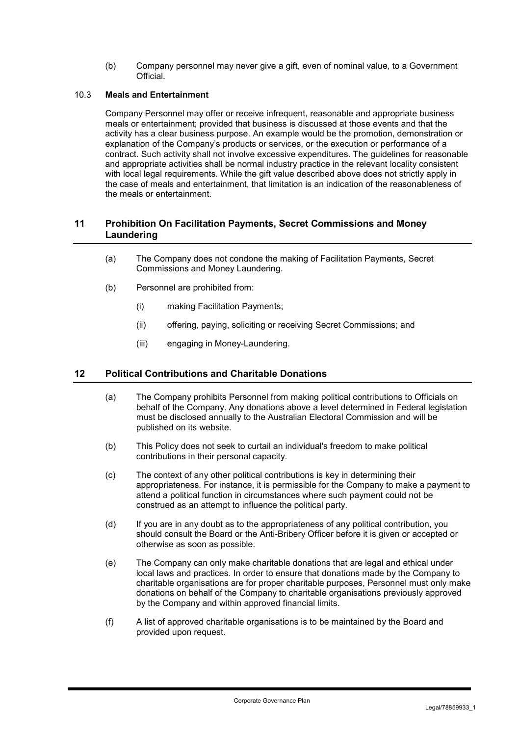(b) Company personnel may never give a gift, even of nominal value, to a Government Official.

### 10.3 Meals and Entertainment

Company Personnel may offer or receive infrequent, reasonable and appropriate business meals or entertainment; provided that business is discussed at those events and that the activity has a clear business purpose. An example would be the promotion, demonstration or explanation of the Company's products or services, or the execution or performance of a contract. Such activity shall not involve excessive expenditures. The guidelines for reasonable and appropriate activities shall be normal industry practice in the relevant locality consistent with local legal requirements. While the gift value described above does not strictly apply in the case of meals and entertainment, that limitation is an indication of the reasonableness of the meals or entertainment.

## 11 Prohibition On Facilitation Payments, Secret Commissions and Money Laundering

(a) The Company does not condone the making of Facilitation Payments, Secret Commissions and Money Laundering.

(b) Personnel are prohibited from:

(i) making Facilitation Payments;

(ii) offering, paying, soliciting or receiving Secret Commissions; and

(iii) engaging in Money-Laundering.

## 12 Political Contributions and Charitable Donations

(a) The Company prohibits Personnel from making political contributions to Officials on behalf of the Company. Any donations above a level determined in Federal legislation must be disclosed annually to the Australian Electoral Commission and will be published on its website.

(b) This Policy does not seek to curtail an individual's freedom to make political contributions in their personal capacity.

(c) The context of any other political contributions is key in determining their appropriateness. For instance, it is permissible for the Company to make a payment to attend a political function in circumstances where such payment could not be construed as an attempt to influence the political party.

(d) If you are in any doubt as to the appropriateness of any political contribution, you should consult the Board or the Anti-Bribery Officer before it is given or accepted or otherwise as soon as possible.

(e) The Company can only make charitable donations that are legal and ethical under local laws and practices. In order to ensure that donations made by the Company to charitable organisations are for proper charitable purposes, Personnel must only make donations on behalf of the Company to charitable organisations previously approved by the Company and within approved financial limits.

(f) A list of approved charitable organisations is to be maintained by the Board and provided upon request.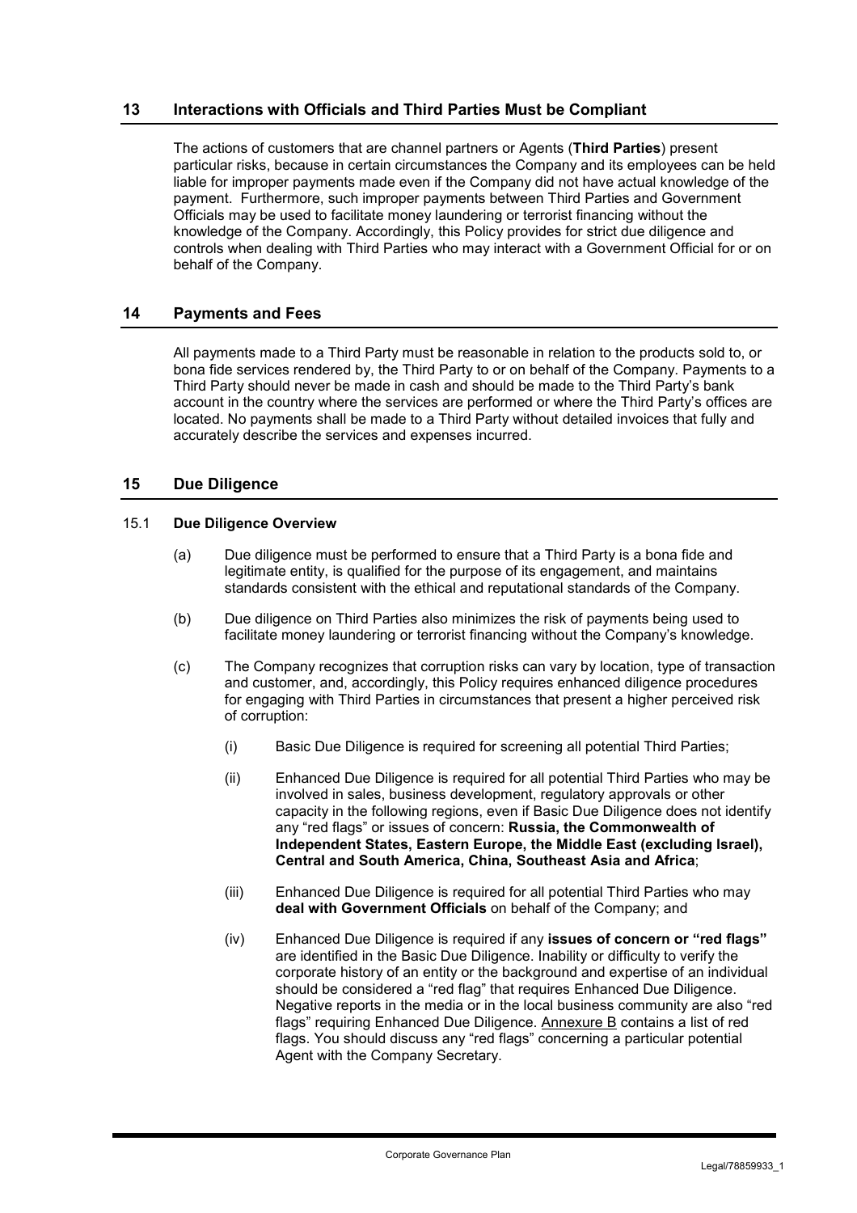## 13 Interactions with Officials and Third Parties Must be Compliant

The actions of customers that are channel partners or Agents (**Third Parties**) present particular risks, because in certain circumstances the Company and its employees can be held liable for improper payments made even if the Company did not have actual knowledge of the payment. Furthermore, such improper payments between Third Parties and Government Officials may be used to facilitate money laundering or terrorist financing without the knowledge of the Company. Accordingly, this Policy provides for strict due diligence and controls when dealing with Third Parties who may interact with a Government Official for or on behalf of the Company.

## 14 Payments and Fees

All payments made to a Third Party must be reasonable in relation to the products sold to, or bona fide services rendered by, the Third Party to or on behalf of the Company. Payments to a Third Party should never be made in cash and should be made to the Third Party's bank account in the country where the services are performed or where the Third Party's offices are located. No payments shall be made to a Third Party without detailed invoices that fully and accurately describe the services and expenses incurred.

## 15 Due Diligence

### 15.1 Due Diligence Overview

(a) Due diligence must be performed to ensure that a Third Party is a bona fide and legitimate entity, is qualified for the purpose of its engagement, and maintains standards consistent with the ethical and reputational standards of the Company.

(b) Due diligence on Third Parties also minimizes the risk of payments being used to facilitate money laundering or terrorist financing without the Company's knowledge.

(c) The Company recognizes that corruption risks can vary by location, type of transaction and customer, and, accordingly, this Policy requires enhanced diligence procedures for engaging with Third Parties in circumstances that present a higher perceived risk of corruption:

(i) Basic Due Diligence is required for screening all potential Third Parties;

(ii) Enhanced Due Diligence is required for all potential Third Parties who may be involved in sales, business development, regulatory approvals or other capacity in the following regions, even if Basic Due Diligence does not identify any "red flags" or issues of concern: **Russia, the Commonwealth of Independent States, Eastern Europe, the Middle East (excluding Israel), Central and South America, China, Southeast Asia and Africa**;

(iii) Enhanced Due Diligence is required for all potential Third Parties who may **deal with Government Officials** on behalf of the Company; and

(iv) Enhanced Due Diligence is required if any **issues of concern or "red flags"** are identified in the Basic Due Diligence. Inability or difficulty to verify the corporate history of an entity or the background and expertise of an individual should be considered a "red flag" that requires Enhanced Due Diligence. Negative reports in the media or in the local business community are also "red flags" requiring Enhanced Due Diligence. Annexure B contains a list of red flags. You should discuss any "red flags" concerning a particular potential Agent with the Company Secretary.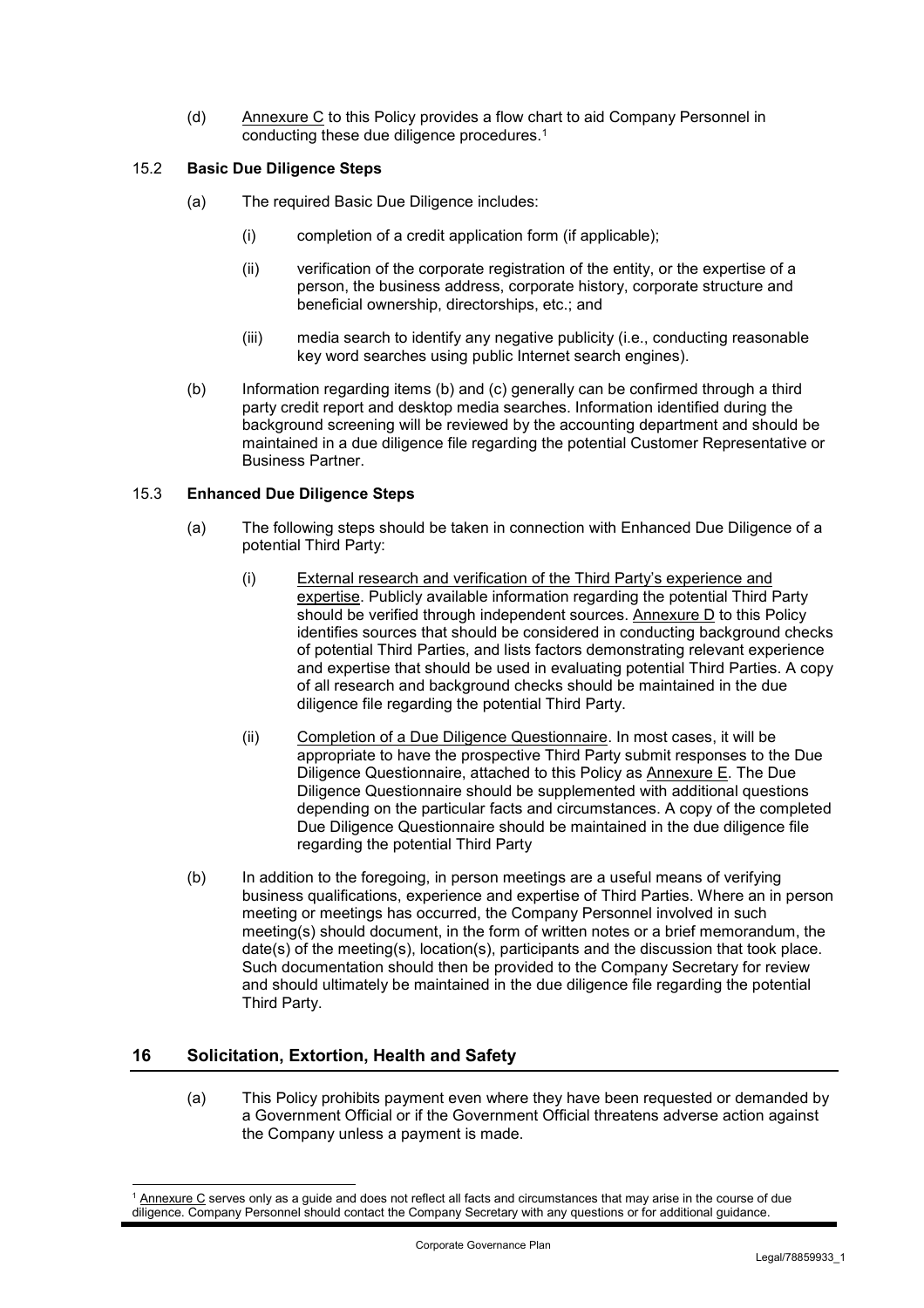(d) Annexure C to this Policy provides a flow chart to aid Company Personnel in conducting these due diligence procedures.[1]

### 15.2 Basic Due Diligence Steps

(a) The required Basic Due Diligence includes:

(i) completion of a credit application form (if applicable);

(ii) verification of the corporate registration of the entity, or the expertise of a person, the business address, corporate history, corporate structure and beneficial ownership, directorships, etc.; and

(iii) media search to identify any negative publicity (i.e., conducting reasonable key word searches using public Internet search engines).

(b) Information regarding items (b) and (c) generally can be confirmed through a third party credit report and desktop media searches. Information identified during the background screening will be reviewed by the accounting department and should be maintained in a due diligence file regarding the potential Customer Representative or Business Partner.

### 15.3 Enhanced Due Diligence Steps

(a) The following steps should be taken in connection with Enhanced Due Diligence of a potential Third Party:

(i) External research and verification of the Third Party's experience and expertise. Publicly available information regarding the potential Third Party should be verified through independent sources. Annexure D to this Policy identifies sources that should be considered in conducting background checks of potential Third Parties, and lists factors demonstrating relevant experience and expertise that should be used in evaluating potential Third Parties. A copy of all research and background checks should be maintained in the due diligence file regarding the potential Third Party.

(ii) Completion of a Due Diligence Questionnaire. In most cases, it will be appropriate to have the prospective Third Party submit responses to the Due Diligence Questionnaire, attached to this Policy as Annexure E. The Due Diligence Questionnaire should be supplemented with additional questions depending on the particular facts and circumstances. A copy of the completed Due Diligence Questionnaire should be maintained in the due diligence file regarding the potential Third Party

(b) In addition to the foregoing, in person meetings are a useful means of verifying business qualifications, experience and expertise of Third Parties. Where an in person meeting or meetings has occurred, the Company Personnel involved in such meeting(s) should document, in the form of written notes or a brief memorandum, the date(s) of the meeting(s), location(s), participants and the discussion that took place. Such documentation should then be provided to the Company Secretary for review and should ultimately be maintained in the due diligence file regarding the potential Third Party.

## 16 Solicitation, Extortion, Health and Safety

(a) This Policy prohibits payment even where they have been requested or demanded by a Government Official or if the Government Official threatens adverse action against the Company unless a payment is made.

---

[1] Annexure C serves only as a guide and does not reflect all facts and circumstances that may arise in the course of due diligence. Company Personnel should contact the Company Secretary with any questions or for additional guidance.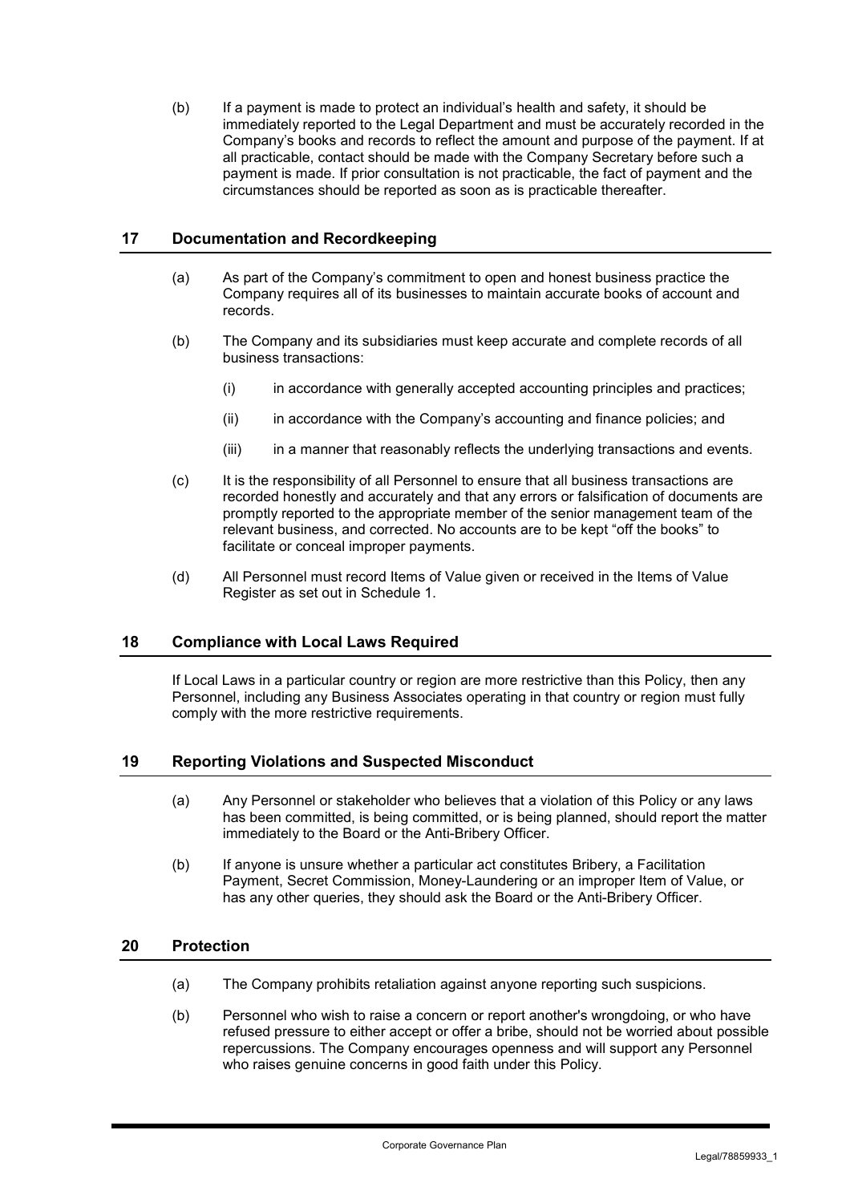(b) If a payment is made to protect an individual's health and safety, it should be immediately reported to the Legal Department and must be accurately recorded in the Company's books and records to reflect the amount and purpose of the payment. If at all practicable, contact should be made with the Company Secretary before such a payment is made. If prior consultation is not practicable, the fact of payment and the circumstances should be reported as soon as is practicable thereafter.

## 17 Documentation and Recordkeeping

(a) As part of the Company's commitment to open and honest business practice the Company requires all of its businesses to maintain accurate books of account and records.

(b) The Company and its subsidiaries must keep accurate and complete records of all business transactions:

(i) in accordance with generally accepted accounting principles and practices;

(ii) in accordance with the Company's accounting and finance policies; and

(iii) in a manner that reasonably reflects the underlying transactions and events.

(c) It is the responsibility of all Personnel to ensure that all business transactions are recorded honestly and accurately and that any errors or falsification of documents are promptly reported to the appropriate member of the senior management team of the relevant business, and corrected. No accounts are to be kept "off the books" to facilitate or conceal improper payments.

(d) All Personnel must record Items of Value given or received in the Items of Value Register as set out in Schedule 1.

## 18 Compliance with Local Laws Required

If Local Laws in a particular country or region are more restrictive than this Policy, then any Personnel, including any Business Associates operating in that country or region must fully comply with the more restrictive requirements.

## 19 Reporting Violations and Suspected Misconduct

(a) Any Personnel or stakeholder who believes that a violation of this Policy or any laws has been committed, is being committed, or is being planned, should report the matter immediately to the Board or the Anti-Bribery Officer.

(b) If anyone is unsure whether a particular act constitutes Bribery, a Facilitation Payment, Secret Commission, Money-Laundering or an improper Item of Value, or has any other queries, they should ask the Board or the Anti-Bribery Officer.

## 20 Protection

(a) The Company prohibits retaliation against anyone reporting such suspicions.

(b) Personnel who wish to raise a concern or report another's wrongdoing, or who have refused pressure to either accept or offer a bribe, should not be worried about possible repercussions. The Company encourages openness and will support any Personnel who raises genuine concerns in good faith under this Policy.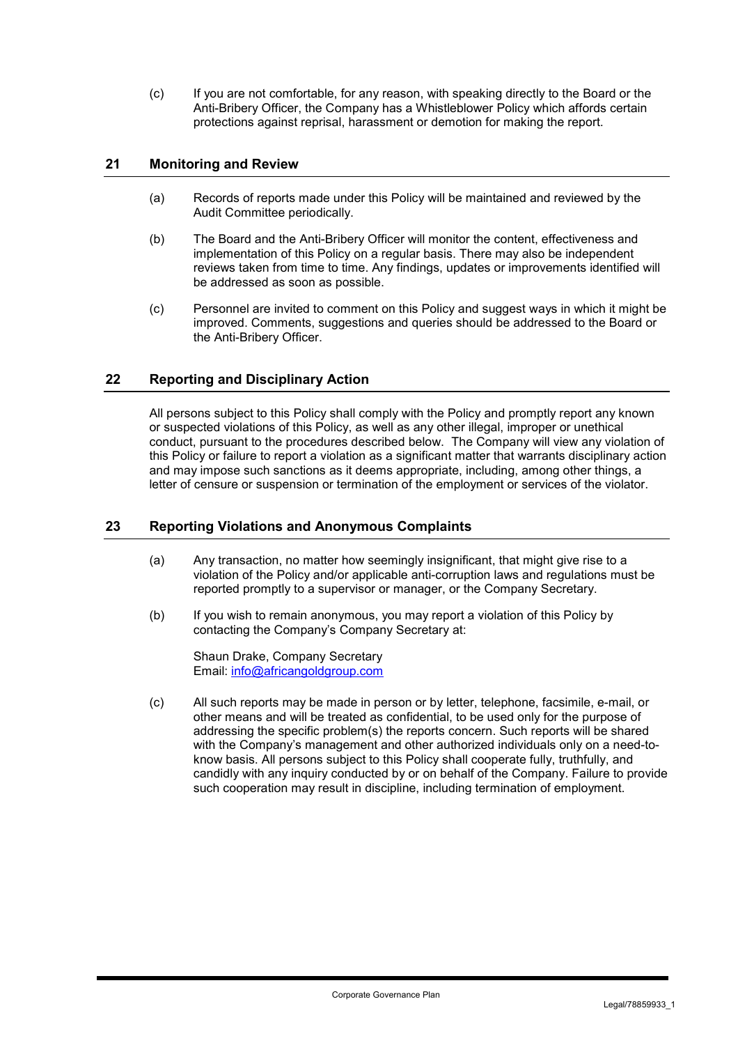(c) If you are not comfortable, for any reason, with speaking directly to the Board or the Anti-Bribery Officer, the Company has a Whistleblower Policy which affords certain protections against reprisal, harassment or demotion for making the report.

## 21 Monitoring and Review

(a) Records of reports made under this Policy will be maintained and reviewed by the Audit Committee periodically.

(b) The Board and the Anti-Bribery Officer will monitor the content, effectiveness and implementation of this Policy on a regular basis. There may also be independent reviews taken from time to time. Any findings, updates or improvements identified will be addressed as soon as possible.

(c) Personnel are invited to comment on this Policy and suggest ways in which it might be improved. Comments, suggestions and queries should be addressed to the Board or the Anti-Bribery Officer.

## 22 Reporting and Disciplinary Action

All persons subject to this Policy shall comply with the Policy and promptly report any known or suspected violations of this Policy, as well as any other illegal, improper or unethical conduct, pursuant to the procedures described below. The Company will view any violation of this Policy or failure to report a violation as a significant matter that warrants disciplinary action and may impose such sanctions as it deems appropriate, including, among other things, a letter of censure or suspension or termination of the employment or services of the violator.

## 23 Reporting Violations and Anonymous Complaints

(a) Any transaction, no matter how seemingly insignificant, that might give rise to a violation of the Policy and/or applicable anti-corruption laws and regulations must be reported promptly to a supervisor or manager, or the Company Secretary.

(b) If you wish to remain anonymous, you may report a violation of this Policy by contacting the Company's Company Secretary at:

Shaun Drake, Company Secretary
Email: info@africangoldgroup.com

(c) All such reports may be made in person or by letter, telephone, facsimile, e-mail, or other means and will be treated as confidential, to be used only for the purpose of addressing the specific problem(s) the reports concern. Such reports will be shared with the Company's management and other authorized individuals only on a need-to-know basis. All persons subject to this Policy shall cooperate fully, truthfully, and candidly with any inquiry conducted by or on behalf of the Company. Failure to provide such cooperation may result in discipline, including termination of employment.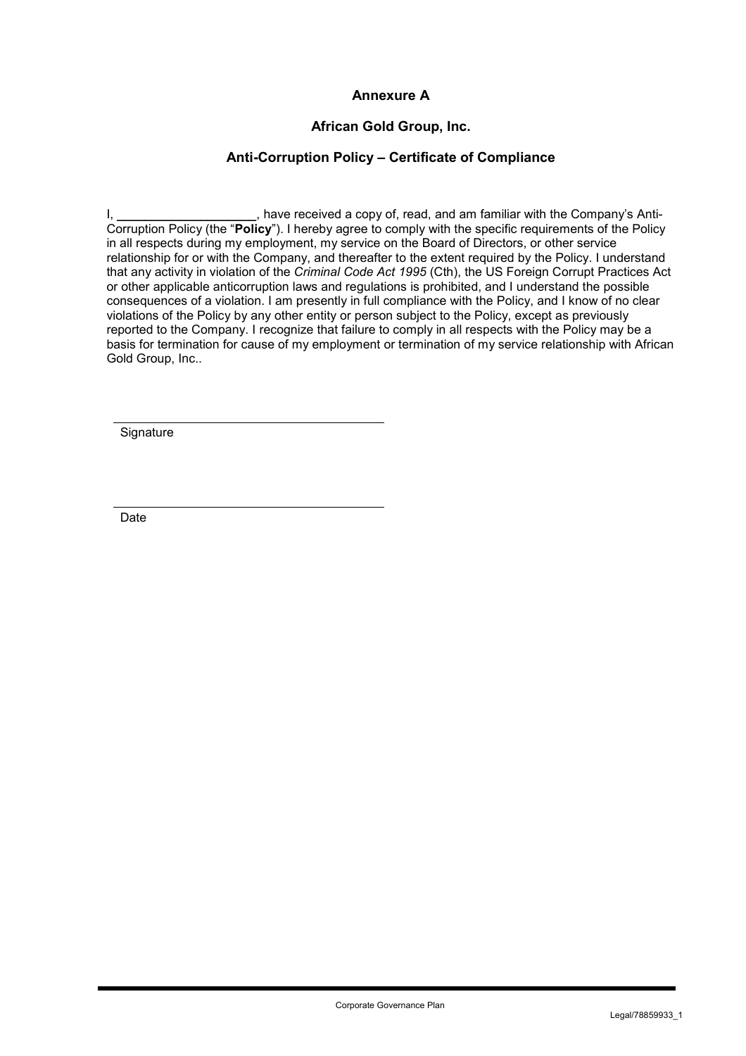# Annexure A

## African Gold Group, Inc.

## Anti-Corruption Policy – Certificate of Compliance

I, ____________________, have received a copy of, read, and am familiar with the Company's Anti-Corruption Policy (the "**Policy**"). I hereby agree to comply with the specific requirements of the Policy in all respects during my employment, my service on the Board of Directors, or other service relationship for or with the Company, and thereafter to the extent required by the Policy. I understand that any activity in violation of the *Criminal Code Act 1995* (Cth), the US Foreign Corrupt Practices Act or other applicable anticorruption laws and regulations is prohibited, and I understand the possible consequences of a violation. I am presently in full compliance with the Policy, and I know of no clear violations of the Policy by any other entity or person subject to the Policy, except as previously reported to the Company. I recognize that failure to comply in all respects with the Policy may be a basis for termination for cause of my employment or termination of my service relationship with African Gold Group, Inc..

______________________________

Signature

______________________________

Date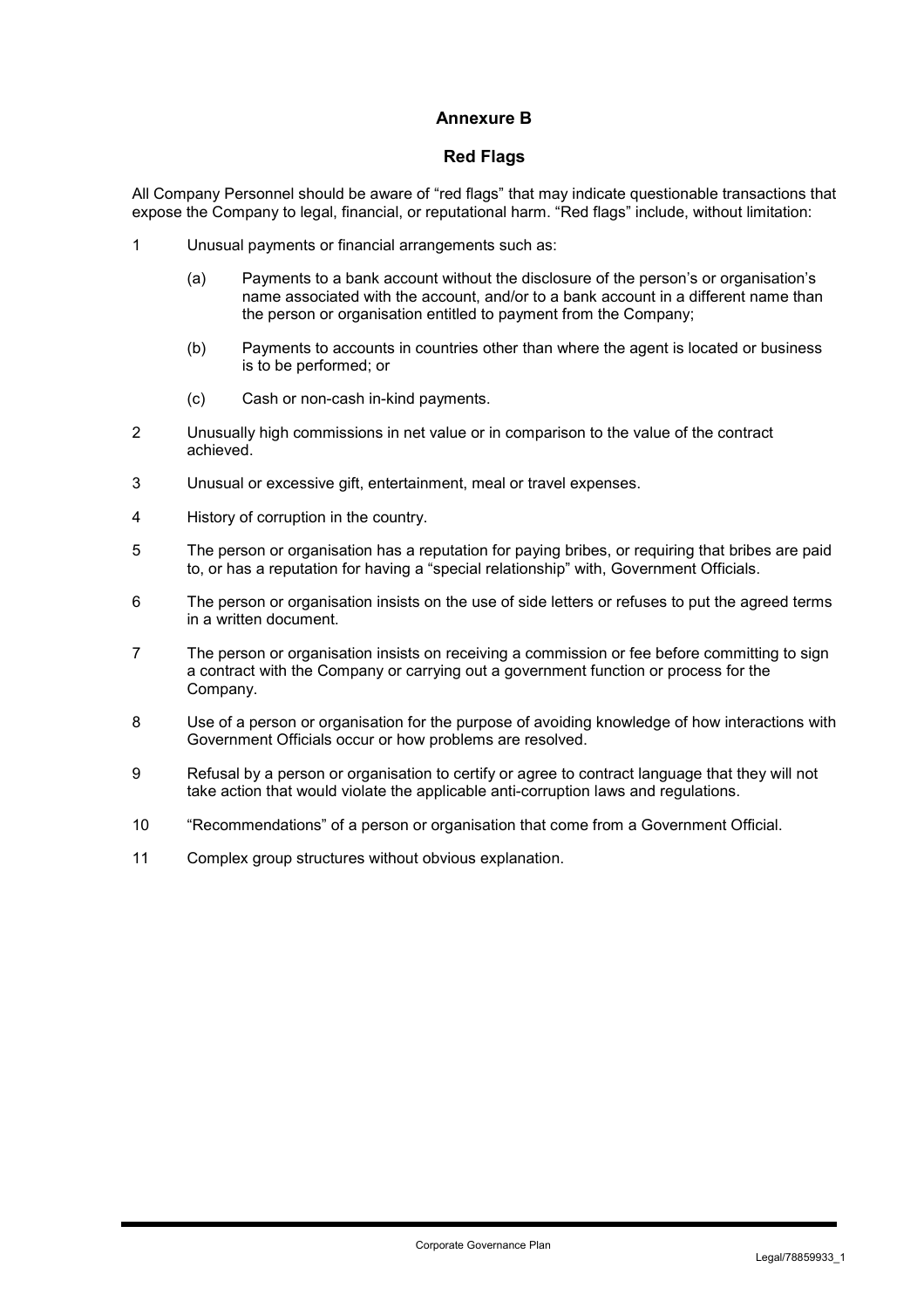## Annexure B

## Red Flags

All Company Personnel should be aware of “red flags” that may indicate questionable transactions that expose the Company to legal, financial, or reputational harm. “Red flags” include, without limitation:

1. Unusual payments or financial arrangements such as:

   (a) Payments to a bank account without the disclosure of the person’s or organisation’s name associated with the account, and/or to a bank account in a different name than the person or organisation entitled to payment from the Company;

   (b) Payments to accounts in countries other than where the agent is located or business is to be performed; or

   (c) Cash or non-cash in-kind payments.

2. Unusually high commissions in net value or in comparison to the value of the contract achieved.

3. Unusual or excessive gift, entertainment, meal or travel expenses.

4. History of corruption in the country.

5. The person or organisation has a reputation for paying bribes, or requiring that bribes are paid to, or has a reputation for having a “special relationship” with, Government Officials.

6. The person or organisation insists on the use of side letters or refuses to put the agreed terms in a written document.

7. The person or organisation insists on receiving a commission or fee before committing to sign a contract with the Company or carrying out a government function or process for the Company.

8. Use of a person or organisation for the purpose of avoiding knowledge of how interactions with Government Officials occur or how problems are resolved.

9. Refusal by a person or organisation to certify or agree to contract language that they will not take action that would violate the applicable anti-corruption laws and regulations.

10. “Recommendations” of a person or organisation that come from a Government Official.

11. Complex group structures without obvious explanation.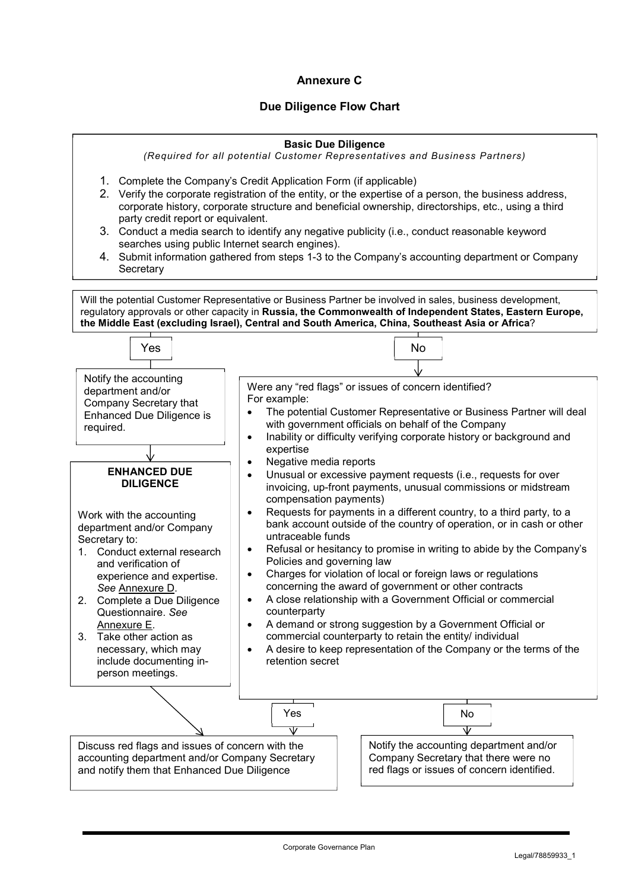## Annexure C

## Due Diligence Flow Chart

**Basic Due Diligence**

*(Required for all potential Customer Representatives and Business Partners)*

1. Complete the Company's Credit Application Form (if applicable)
2. Verify the corporate registration of the entity, or the expertise of a person, the business address, corporate history, corporate structure and beneficial ownership, directorships, etc., using a third party credit report or equivalent.
3. Conduct a media search to identify any negative publicity (i.e., conduct reasonable keyword searches using public Internet search engines).
4. Submit information gathered from steps 1-3 to the Company's accounting department or Company Secretary

Will the potential Customer Representative or Business Partner be involved in sales, business development, regulatory approvals or other capacity in **Russia, the Commonwealth of Independent States, Eastern Europe, the Middle East (excluding Israel), Central and South America, China, Southeast Asia or Africa**?

**Yes**

Notify the accounting department and/or Company Secretary that Enhanced Due Diligence is required.

**ENHANCED DUE DILIGENCE**

Work with the accounting department and/or Company Secretary to:

1. Conduct external research and verification of experience and expertise. *See* Annexure D.
2. Complete a Due Diligence Questionnaire. *See* Annexure E.
3. Take other action as necessary, which may include documenting in-person meetings.

**No**

Were any "red flags" or issues of concern identified? For example:

- The potential Customer Representative or Business Partner will deal with government officials on behalf of the Company
- Inability or difficulty verifying corporate history or background and expertise
- Negative media reports
- Unusual or excessive payment requests (i.e., requests for over invoicing, up-front payments, unusual commissions or midstream compensation payments)
- Requests for payments in a different country, to a third party, to a bank account outside of the country of operation, or in cash or other untraceable funds
- Refusal or hesitancy to promise in writing to abide by the Company's Policies and governing law
- Charges for violation of local or foreign laws or regulations concerning the award of government or other contracts
- A close relationship with a Government Official or commercial counterparty
- A demand or strong suggestion by a Government Official or commercial counterparty to retain the entity/ individual
- A desire to keep representation of the Company or the terms of the retention secret

**Yes**

Discuss red flags and issues of concern with the accounting department and/or Company Secretary and notify them that Enhanced Due Diligence

**No**

Notify the accounting department and/or Company Secretary that there were no red flags or issues of concern identified.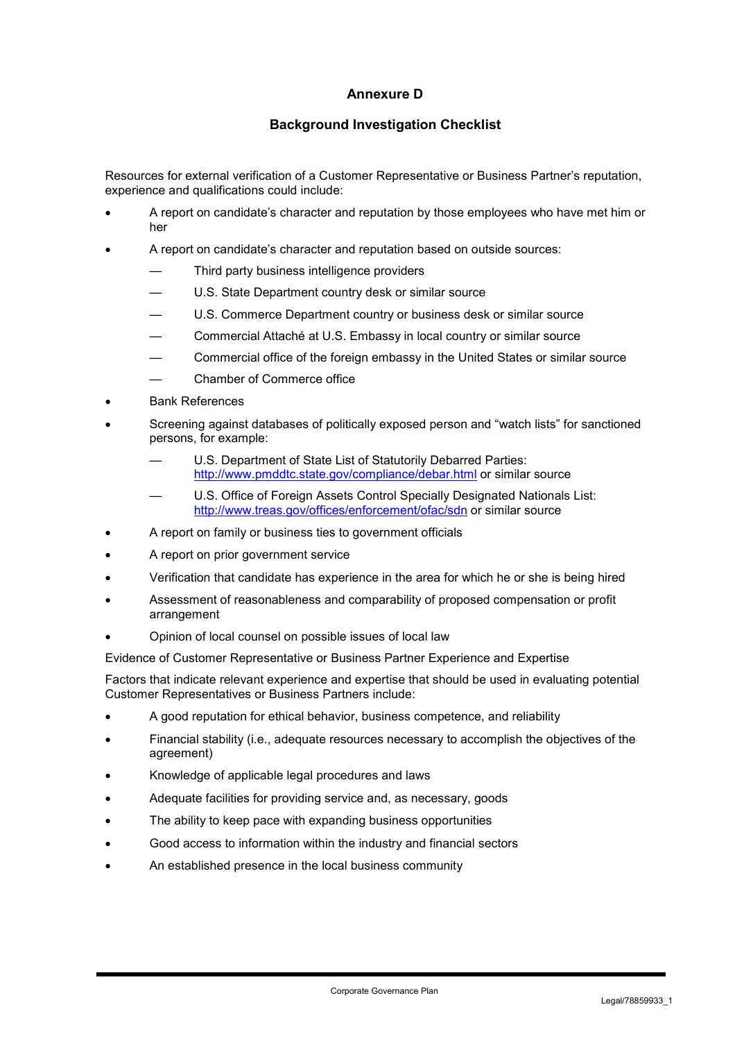# Annexure D

## Background Investigation Checklist

Resources for external verification of a Customer Representative or Business Partner's reputation, experience and qualifications could include:

- A report on candidate's character and reputation by those employees who have met him or her
- A report on candidate's character and reputation based on outside sources:
  - Third party business intelligence providers
  - U.S. State Department country desk or similar source
  - U.S. Commerce Department country or business desk or similar source
  - Commercial Attaché at U.S. Embassy in local country or similar source
  - Commercial office of the foreign embassy in the United States or similar source
  - Chamber of Commerce office
- Bank References
- Screening against databases of politically exposed person and "watch lists" for sanctioned persons, for example:
  - U.S. Department of State List of Statutorily Debarred Parties: [http://www.pmddtc.state.gov/compliance/debar.html](http://www.pmddtc.state.gov/compliance/debar.html) or similar source
  - U.S. Office of Foreign Assets Control Specially Designated Nationals List: [http://www.treas.gov/offices/enforcement/ofac/sdn](http://www.treas.gov/offices/enforcement/ofac/sdn) or similar source
- A report on family or business ties to government officials
- A report on prior government service
- Verification that candidate has experience in the area for which he or she is being hired
- Assessment of reasonableness and comparability of proposed compensation or profit arrangement
- Opinion of local counsel on possible issues of local law

Evidence of Customer Representative or Business Partner Experience and Expertise

Factors that indicate relevant experience and expertise that should be used in evaluating potential Customer Representatives or Business Partners include:

- A good reputation for ethical behavior, business competence, and reliability
- Financial stability (i.e., adequate resources necessary to accomplish the objectives of the agreement)
- Knowledge of applicable legal procedures and laws
- Adequate facilities for providing service and, as necessary, goods
- The ability to keep pace with expanding business opportunities
- Good access to information within the industry and financial sectors
- An established presence in the local business community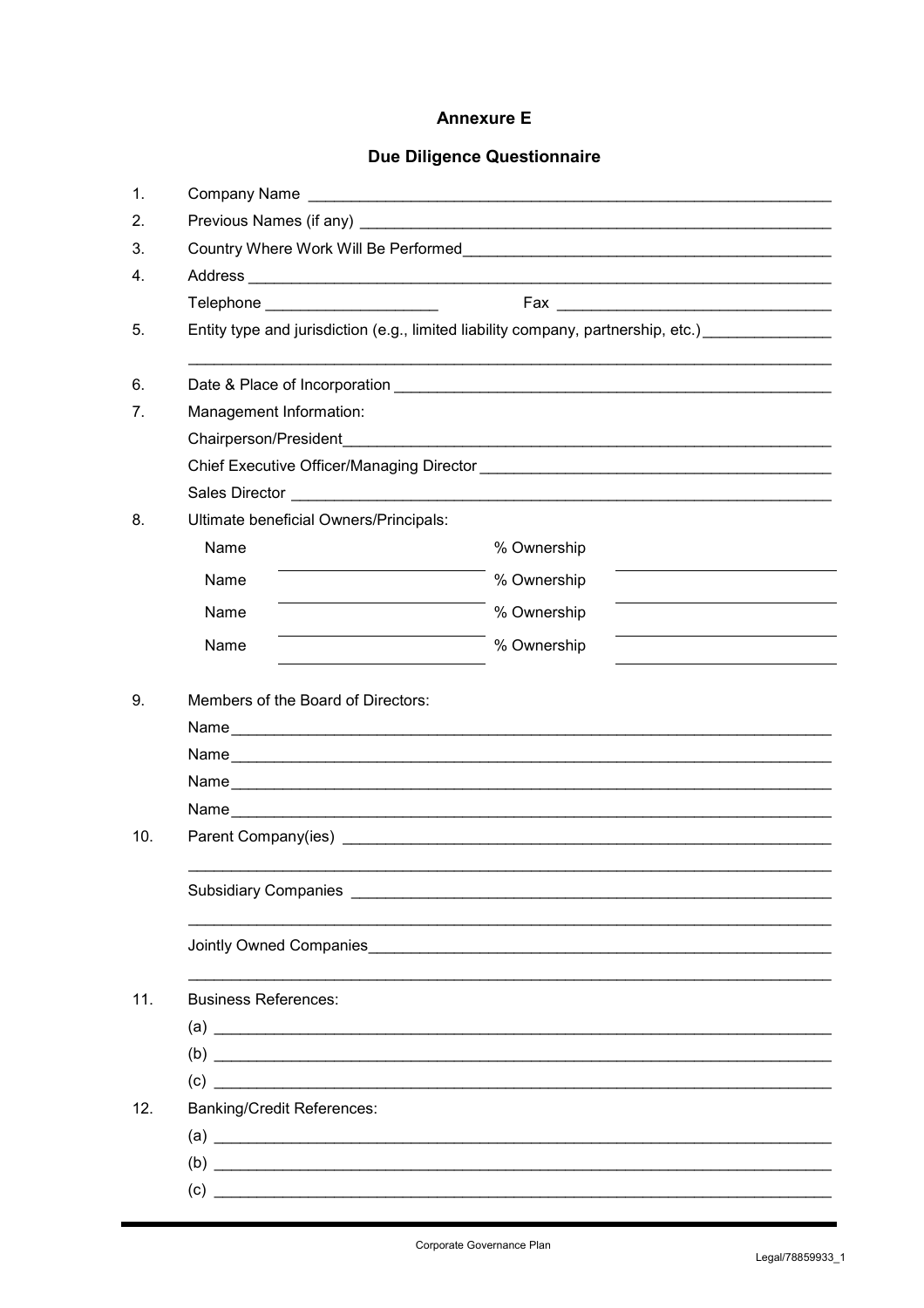# Annexure E

## Due Diligence Questionnaire

1. Company Name ______________________________________________________________

2. Previous Names (if any) ______________________________________________________

3. Country Where Work Will Be Performed___________________________________________

4. Address __________________________________________________________________

   Telephone ____________________ Fax ________________________________

5. Entity type and jurisdiction (e.g., limited liability company, partnership, etc.) _______________

   ___________________________________________________________________________

6. Date & Place of Incorporation _________________________________________________

7. Management Information:

   Chairperson/President_________________________________________________________

   Chief Executive Officer/Managing Director _______________________________________

   Sales Director ________________________________________________________________

8. Ultimate beneficial Owners/Principals:

   Name ______________________ % Ownership ______________________

   Name ______________________ % Ownership ______________________

   Name ______________________ % Ownership ______________________

   Name ______________________ % Ownership ______________________

9. Members of the Board of Directors:

   Name________________________________________________________________________

   Name________________________________________________________________________

   Name________________________________________________________________________

   Name________________________________________________________________________

10. Parent Company(ies) ________________________________________________________

    ___________________________________________________________________________

    Subsidiary Companies _______________________________________________________

    ___________________________________________________________________________

    Jointly Owned Companies_____________________________________________________

    ___________________________________________________________________________

11. Business References:

    (a) ________________________________________________________________________

    (b) ________________________________________________________________________

    (c) ________________________________________________________________________

12. Banking/Credit References:

    (a) ________________________________________________________________________

    (b) ________________________________________________________________________

    (c) ________________________________________________________________________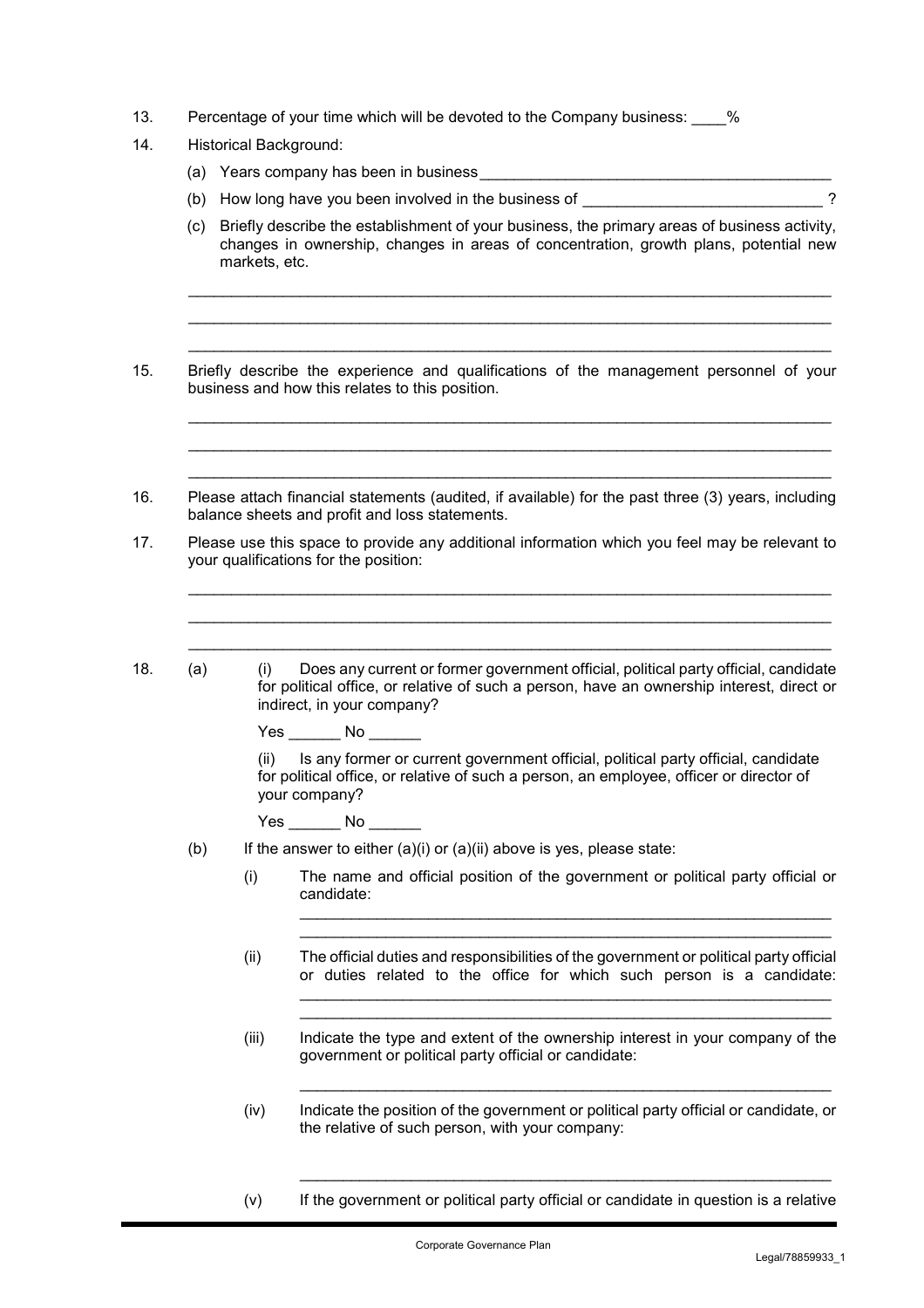13. Percentage of your time which will be devoted to the Company business: ____%

14. Historical Background:

    (a) Years company has been in business __________________________________________

    (b) How long have you been involved in the business of ____________________________ ?

    (c) Briefly describe the establishment of your business, the primary areas of business activity, changes in ownership, changes in areas of concentration, growth plans, potential new markets, etc.

    ___________________________________________________________________________

    ___________________________________________________________________________

    ___________________________________________________________________________

15. Briefly describe the experience and qualifications of the management personnel of your business and how this relates to this position.

    ___________________________________________________________________________

    ___________________________________________________________________________

    ___________________________________________________________________________

16. Please attach financial statements (audited, if available) for the past three (3) years, including balance sheets and profit and loss statements.

17. Please use this space to provide any additional information which you feel may be relevant to your qualifications for the position:

    ___________________________________________________________________________

    ___________________________________________________________________________

    ___________________________________________________________________________

18. (a) (i) Does any current or former government official, political party official, candidate for political office, or relative of such a person, have an ownership interest, direct or indirect, in your company?

    Yes ______ No ______

    (ii) Is any former or current government official, political party official, candidate for political office, or relative of such a person, an employee, officer or director of your company?

    Yes ______ No ______

    (b) If the answer to either (a)(i) or (a)(ii) above is yes, please state:

    (i) The name and official position of the government or political party official or candidate:

    _______________________________________________________________

    _______________________________________________________________

    (ii) The official duties and responsibilities of the government or political party official or duties related to the office for which such person is a candidate:

    _______________________________________________________________

    _______________________________________________________________

    (iii) Indicate the type and extent of the ownership interest in your company of the government or political party official or candidate:

    _______________________________________________________________

    (iv) Indicate the position of the government or political party official or candidate, or the relative of such person, with your company:

    _______________________________________________________________

    (v) If the government or political party official or candidate in question is a relative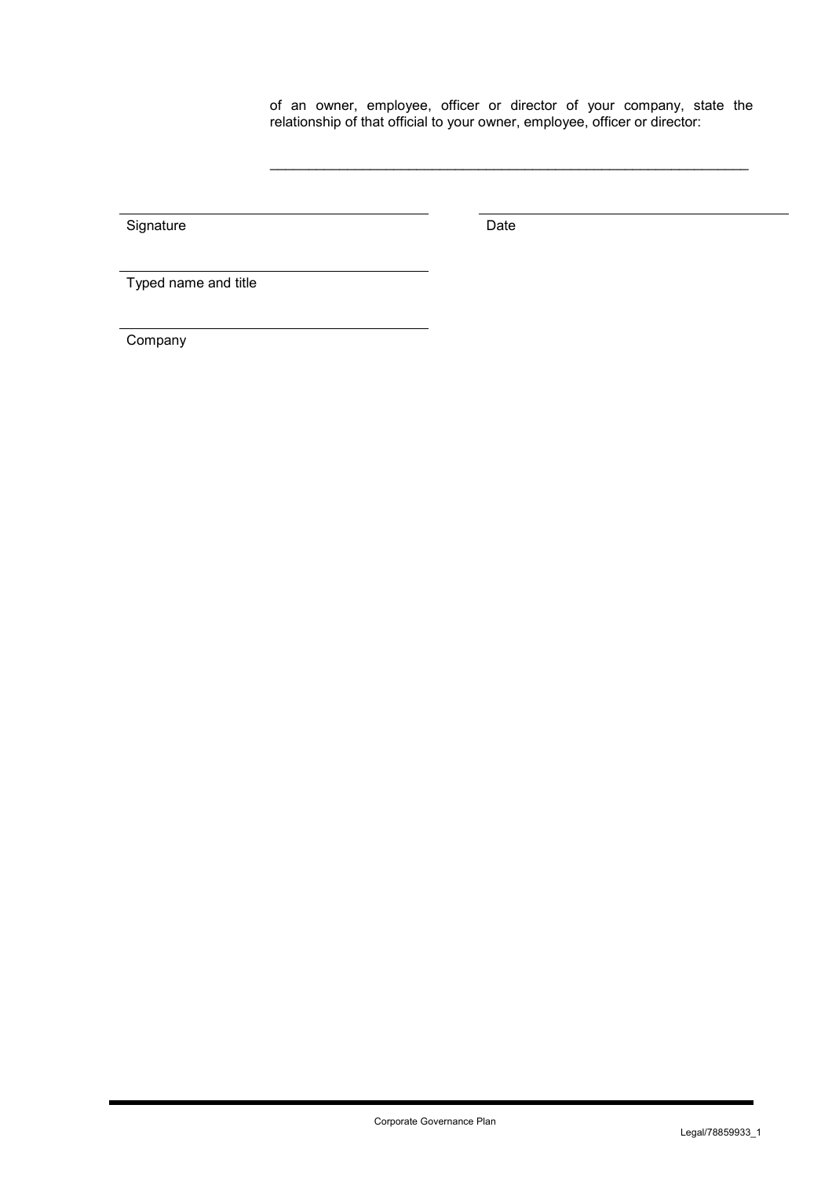of an owner, employee, officer or director of your company, state the relationship of that official to your owner, employee, officer or director:

\_\_\_\_\_\_\_\_\_\_\_\_\_\_\_\_\_\_\_\_\_\_\_\_\_\_\_\_\_\_\_\_\_\_\_\_\_\_\_\_\_\_\_\_\_\_\_\_\_\_\_\_\_\_\_\_\_\_\_\_\_\_\_

| | |
|---|---|
| Signature | Date |
| Typed name and title | |
| Company | |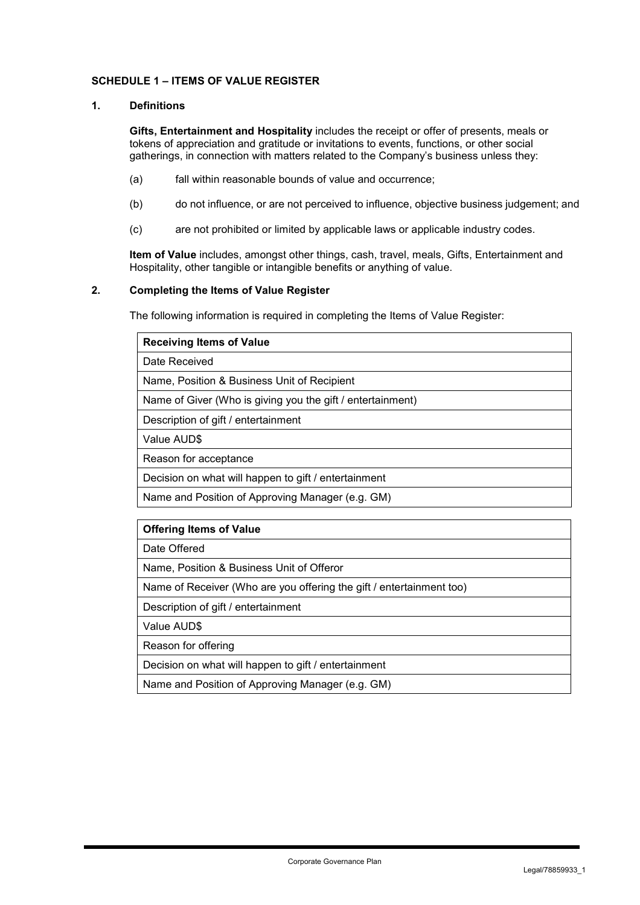## SCHEDULE 1 – ITEMS OF VALUE REGISTER

### 1. Definitions

**Gifts, Entertainment and Hospitality** includes the receipt or offer of presents, meals or tokens of appreciation and gratitude or invitations to events, functions, or other social gatherings, in connection with matters related to the Company's business unless they:

(a) fall within reasonable bounds of value and occurrence;

(b) do not influence, or are not perceived to influence, objective business judgement; and

(c) are not prohibited or limited by applicable laws or applicable industry codes.

**Item of Value** includes, amongst other things, cash, travel, meals, Gifts, Entertainment and Hospitality, other tangible or intangible benefits or anything of value.

### 2. Completing the Items of Value Register

The following information is required in completing the Items of Value Register:

| **Receiving Items of Value** |
|---|
| Date Received |
| Name, Position & Business Unit of Recipient |
| Name of Giver (Who is giving you the gift / entertainment) |
| Description of gift / entertainment |
| Value AUD$ |
| Reason for acceptance |
| Decision on what will happen to gift / entertainment |
| Name and Position of Approving Manager (e.g. GM) |

| **Offering Items of Value** |
|---|
| Date Offered |
| Name, Position & Business Unit of Offeror |
| Name of Receiver (Who are you offering the gift / entertainment too) |
| Description of gift / entertainment |
| Value AUD$ |
| Reason for offering |
| Decision on what will happen to gift / entertainment |
| Name and Position of Approving Manager (e.g. GM) |